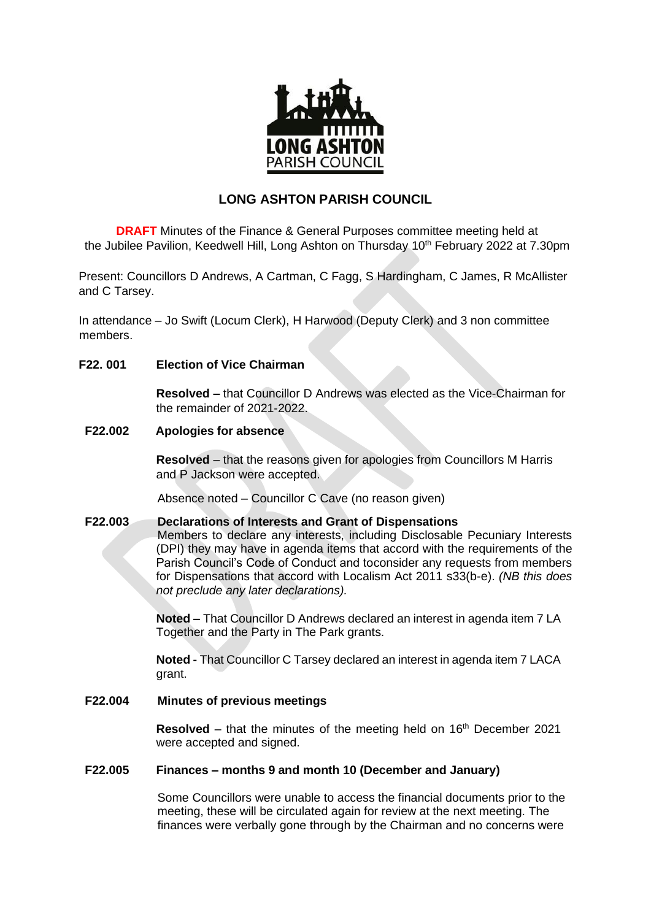# LONG ASHTON PARISH COUNCIL

**DRAFT** Minutes of the Finance & General Purposes committee meeting held at the Jubilee Pavilion, Keedwell Hill, Long Ashton on Thursday 10th February 2022 at 7.30pm

Present: Councillors D Andrews, A Cartman, C Fagg, S Hardingham, C James, R McAllister and C Tarsey.

In attendance – Jo Swift (Locum Clerk), H Harwood (Deputy Clerk) and 3 non committee members.

**F22. 001 Election of Vice Chairman**

**Resolved –** that Councillor D Andrews was elected as the Vice-Chairman for the remainder of 2021-2022.

**F22.002 Apologies for absence**

**Resolved** – that the reasons given for apologies from Councillors M Harris and P Jackson were accepted.

Absence noted – Councillor C Cave (no reason given)

**F22.003 Declarations of Interests and Grant of Dispensations**

Members to declare any interests, including Disclosable Pecuniary Interests (DPI) they may have in agenda items that accord with the requirements of the Parish Council's Code of Conduct and toconsider any requests from members for Dispensations that accord with Localism Act 2011 s33(b-e). *(NB this does not preclude any later declarations).*

**Noted –** That Councillor D Andrews declared an interest in agenda item 7 LA Together and the Party in The Park grants.

**Noted -** That Councillor C Tarsey declared an interest in agenda item 7 LACA grant.

**F22.004 Minutes of previous meetings**

**Resolved** – that the minutes of the meeting held on 16th December 2021 were accepted and signed.

**F22.005 Finances – months 9 and month 10 (December and January)**

Some Councillors were unable to access the financial documents prior to the meeting, these will be circulated again for review at the next meeting. The finances were verbally gone through by the Chairman and no concerns were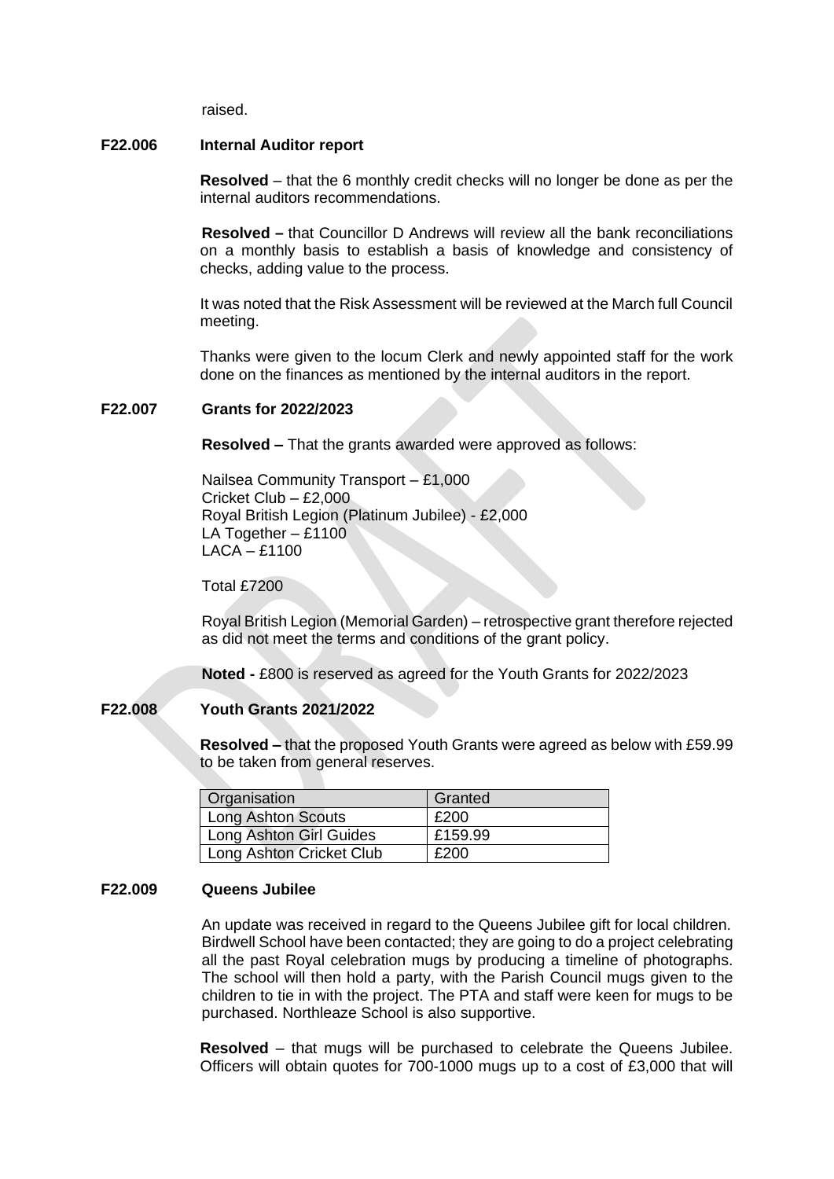raised.

**F22.006 Internal Auditor report**

**Resolved** – that the 6 monthly credit checks will no longer be done as per the internal auditors recommendations.

**Resolved –** that Councillor D Andrews will review all the bank reconciliations on a monthly basis to establish a basis of knowledge and consistency of checks, adding value to the process.

It was noted that the Risk Assessment will be reviewed at the March full Council meeting.

Thanks were given to the locum Clerk and newly appointed staff for the work done on the finances as mentioned by the internal auditors in the report.

**F22.007 Grants for 2022/2023**

**Resolved –** That the grants awarded were approved as follows:

Nailsea Community Transport – £1,000
Cricket Club – £2,000
Royal British Legion (Platinum Jubilee) - £2,000
LA Together – £1100
LACA – £1100

Total £7200

Royal British Legion (Memorial Garden) – retrospective grant therefore rejected as did not meet the terms and conditions of the grant policy.

**Noted -** £800 is reserved as agreed for the Youth Grants for 2022/2023

**F22.008 Youth Grants 2021/2022**

**Resolved –** that the proposed Youth Grants were agreed as below with £59.99 to be taken from general reserves.

| Organisation | Granted |
|---|---|
| Long Ashton Scouts | £200 |
| Long Ashton Girl Guides | £159.99 |
| Long Ashton Cricket Club | £200 |

**F22.009 Queens Jubilee**

An update was received in regard to the Queens Jubilee gift for local children. Birdwell School have been contacted; they are going to do a project celebrating all the past Royal celebration mugs by producing a timeline of photographs. The school will then hold a party, with the Parish Council mugs given to the children to tie in with the project. The PTA and staff were keen for mugs to be purchased. Northleaze School is also supportive.

**Resolved** – that mugs will be purchased to celebrate the Queens Jubilee. Officers will obtain quotes for 700-1000 mugs up to a cost of £3,000 that will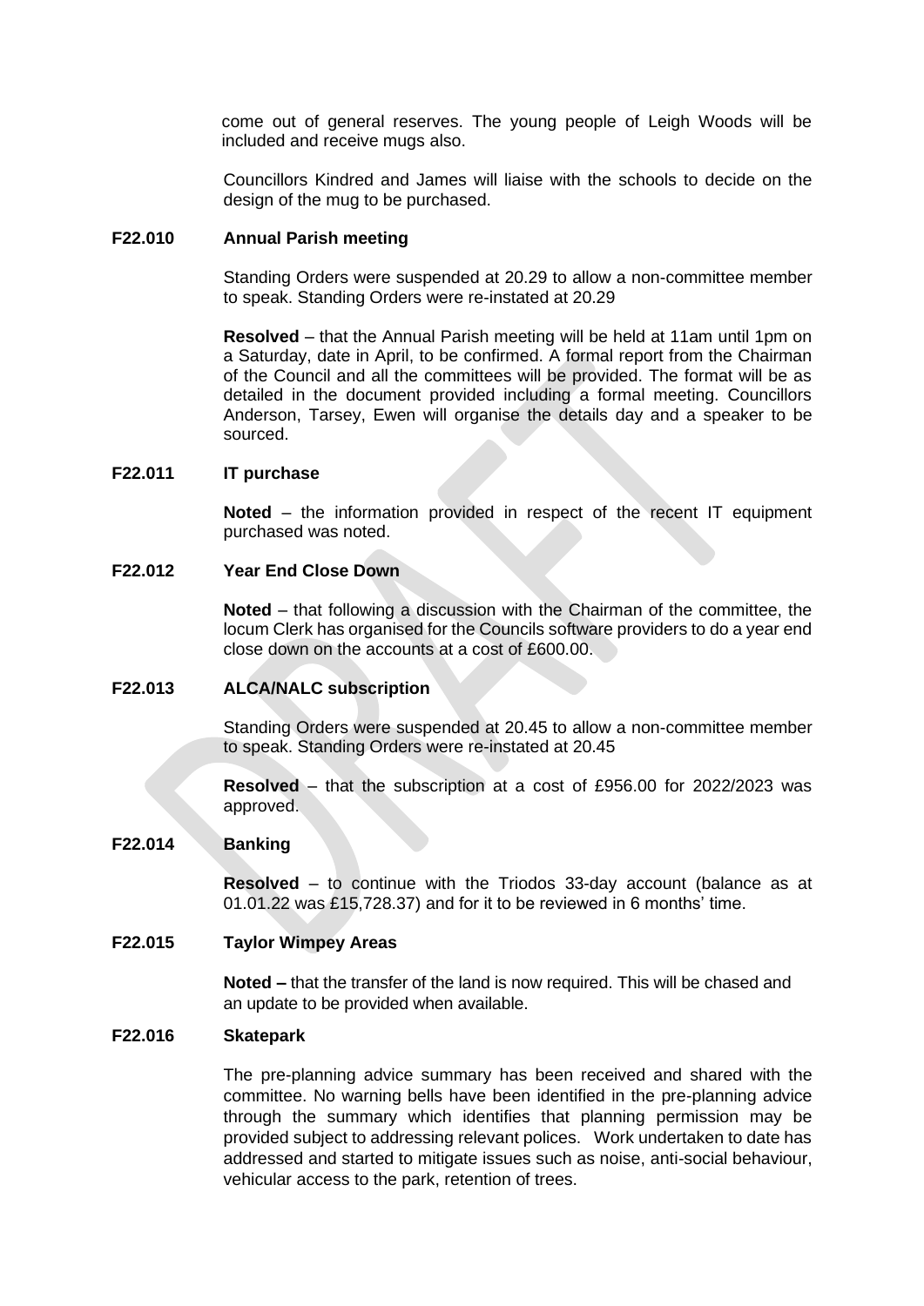come out of general reserves. The young people of Leigh Woods will be included and receive mugs also.

Councillors Kindred and James will liaise with the schools to decide on the design of the mug to be purchased.

**F22.010 Annual Parish meeting**

Standing Orders were suspended at 20.29 to allow a non-committee member to speak. Standing Orders were re-instated at 20.29

**Resolved** – that the Annual Parish meeting will be held at 11am until 1pm on a Saturday, date in April, to be confirmed. A formal report from the Chairman of the Council and all the committees will be provided. The format will be as detailed in the document provided including a formal meeting. Councillors Anderson, Tarsey, Ewen will organise the details day and a speaker to be sourced.

**F22.011 IT purchase**

**Noted** – the information provided in respect of the recent IT equipment purchased was noted.

**F22.012 Year End Close Down**

**Noted** – that following a discussion with the Chairman of the committee, the locum Clerk has organised for the Councils software providers to do a year end close down on the accounts at a cost of £600.00.

**F22.013 ALCA/NALC subscription**

Standing Orders were suspended at 20.45 to allow a non-committee member to speak. Standing Orders were re-instated at 20.45

**Resolved** – that the subscription at a cost of £956.00 for 2022/2023 was approved.

**F22.014 Banking**

**Resolved** – to continue with the Triodos 33-day account (balance as at 01.01.22 was £15,728.37) and for it to be reviewed in 6 months' time.

**F22.015 Taylor Wimpey Areas**

**Noted –** that the transfer of the land is now required. This will be chased and an update to be provided when available.

**F22.016 Skatepark**

The pre-planning advice summary has been received and shared with the committee. No warning bells have been identified in the pre-planning advice through the summary which identifies that planning permission may be provided subject to addressing relevant polices. Work undertaken to date has addressed and started to mitigate issues such as noise, anti-social behaviour, vehicular access to the park, retention of trees.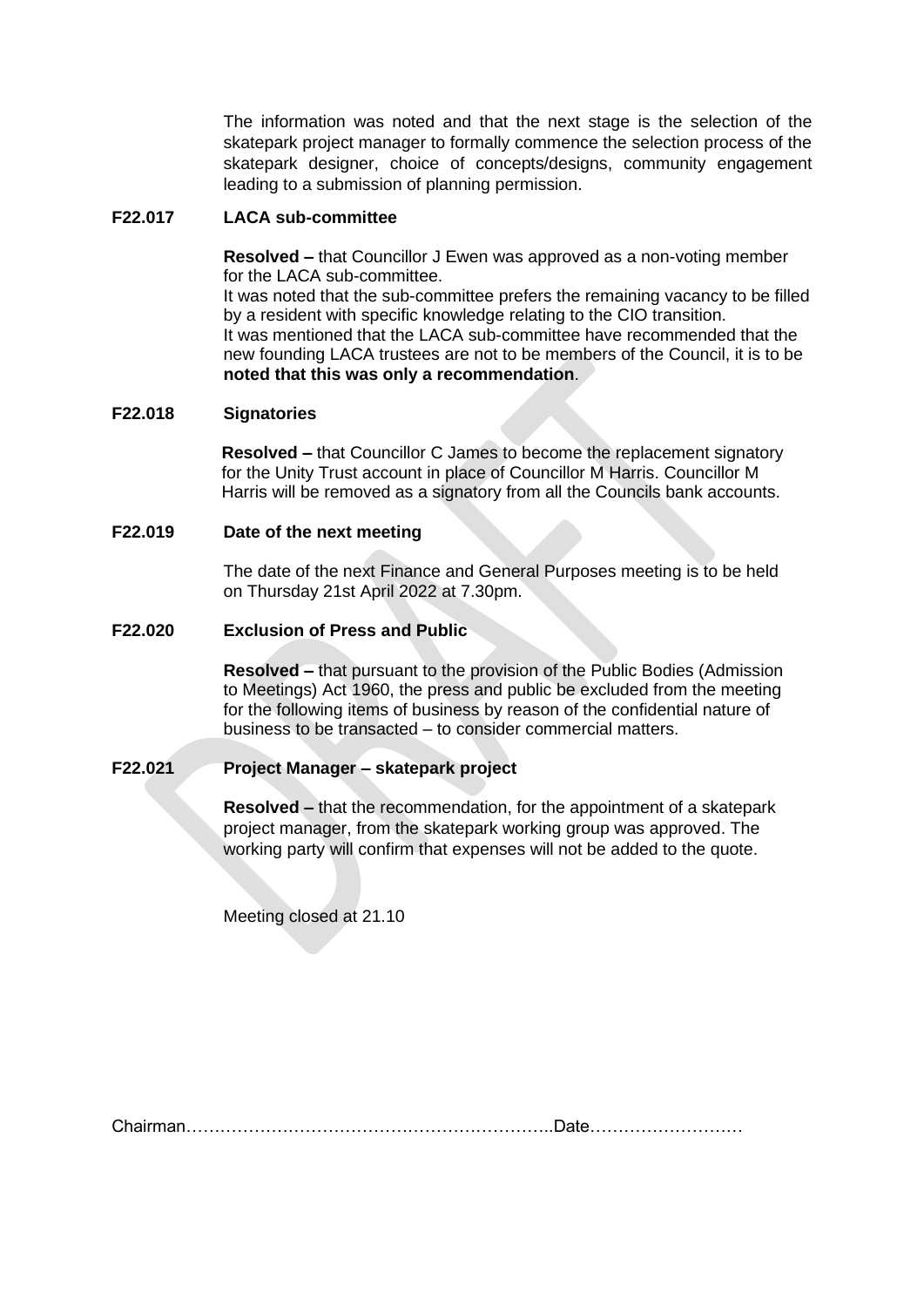The information was noted and that the next stage is the selection of the skatepark project manager to formally commence the selection process of the skatepark designer, choice of concepts/designs, community engagement leading to a submission of planning permission.

**F22.017 LACA sub-committee**

**Resolved –** that Councillor J Ewen was approved as a non-voting member for the LACA sub-committee.
It was noted that the sub-committee prefers the remaining vacancy to be filled by a resident with specific knowledge relating to the CIO transition.
It was mentioned that the LACA sub-committee have recommended that the new founding LACA trustees are not to be members of the Council, it is to be **noted that this was only a recommendation**.

**F22.018 Signatories**

**Resolved –** that Councillor C James to become the replacement signatory for the Unity Trust account in place of Councillor M Harris. Councillor M Harris will be removed as a signatory from all the Councils bank accounts.

**F22.019 Date of the next meeting**

The date of the next Finance and General Purposes meeting is to be held on Thursday 21st April 2022 at 7.30pm.

**F22.020 Exclusion of Press and Public**

**Resolved –** that pursuant to the provision of the Public Bodies (Admission to Meetings) Act 1960, the press and public be excluded from the meeting for the following items of business by reason of the confidential nature of business to be transacted – to consider commercial matters.

**F22.021 Project Manager – skatepark project**

**Resolved –** that the recommendation, for the appointment of a skatepark project manager, from the skatepark working group was approved. The working party will confirm that expenses will not be added to the quote.

Meeting closed at 21.10

Chairman………………………………………………………..Date………………………